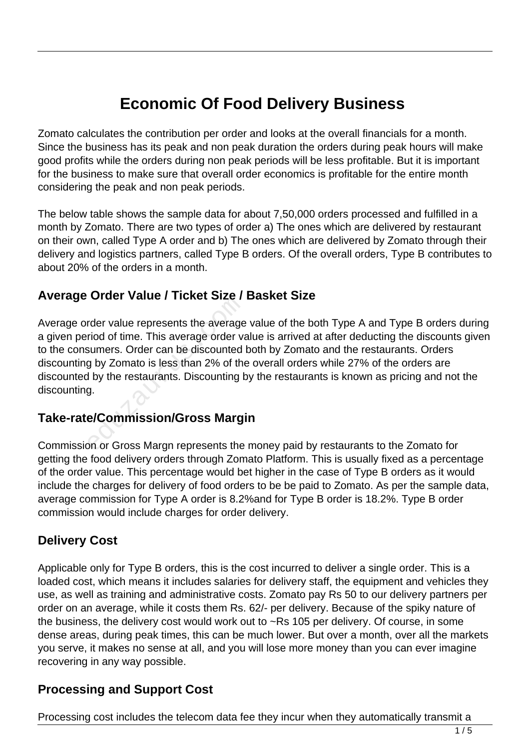# Economic Of Food Delivery Business

Zomato calculates the contribution per order and looks at the overall financials for a month. Since the business has its peak and non peak duration the orders during peak hours will make good profits while the orders during non peak periods will be less profitable. But it is important for the business to make sure that overall order economics is profitable for the entire month considering the peak and non peak periods.

The below table shows the sample data for about 7,50,000 orders processed and fulfilled in a month by Zomato. There are two types of order a) The ones which are delivered by restaurant on their own, called Type A order and b) The ones which are delivered by Zomato through their delivery and logistics partners, called Type B orders. Of the overall orders, Type B contributes to about 20% of the orders in a month.

## Average Order Value / Ticket Size / Basket Size

Average order value represents the average value of the both Type A and Type B orders during a given period of time. This average order value is arrived at after deducting the discounts given to the consumers. Order can be discounted both by Zomato and the restaurants. Orders discounting by Zomato is less than 2% of the overall orders while 27% of the orders are discounted by the restaurants. Discounting by the restaurants is known as pricing and not the discounting.

## Take-rate/Commission/Gross Margin

Commission or Gross Margn represents the money paid by restaurants to the Zomato for getting the food delivery orders through Zomato Platform. This is usually fixed as a percentage of the order value. This percentage would bet higher in the case of Type B orders as it would include the charges for delivery of food orders to be be paid to Zomato. As per the sample data, average commission for Type A order is 8.2%and for Type B order is 18.2%. Type B order commission would include charges for order delivery.

## Delivery Cost

Applicable only for Type B orders, this is the cost incurred to deliver a single order. This is a loaded cost, which means it includes salaries for delivery staff, the equipment and vehicles they use, as well as training and administrative costs. Zomato pay Rs 50 to our delivery partners per order on an average, while it costs them Rs. 62/- per delivery. Because of the spiky nature of the business, the delivery cost would work out to ~Rs 105 per delivery. Of course, in some dense areas, during peak times, this can be much lower. But over a month, over all the markets you serve, it makes no sense at all, and you will lose more money than you can ever imagine recovering in any way possible.

## Processing and Support Cost

Processing cost includes the telecom data fee they incur when they automatically transmit a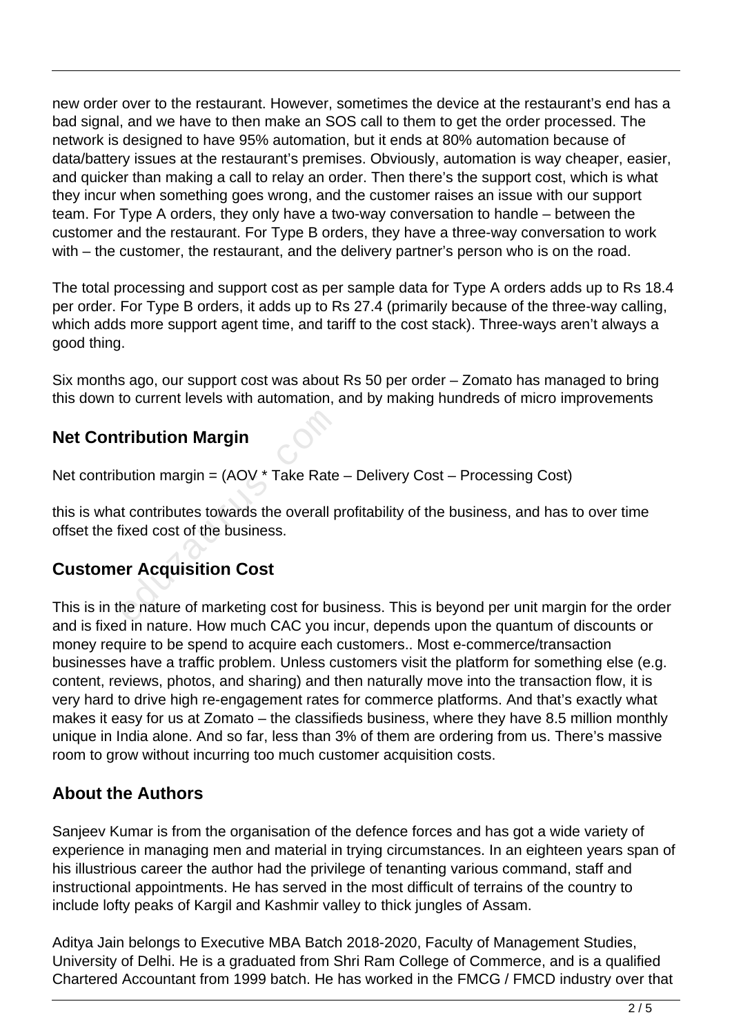new order over to the restaurant. However, sometimes the device at the restaurant's end has a bad signal, and we have to then make an SOS call to them to get the order processed. The network is designed to have 95% automation, but it ends at 80% automation because of data/battery issues at the restaurant's premises. Obviously, automation is way cheaper, easier, and quicker than making a call to relay an order. Then there's the support cost, which is what they incur when something goes wrong, and the customer raises an issue with our support team. For Type A orders, they only have a two-way conversation to handle – between the customer and the restaurant. For Type B orders, they have a three-way conversation to work with – the customer, the restaurant, and the delivery partner's person who is on the road.

The total processing and support cost as per sample data for Type A orders adds up to Rs 18.4 per order. For Type B orders, it adds up to Rs 27.4 (primarily because of the three-way calling, which adds more support agent time, and tariff to the cost stack). Three-ways aren't always a good thing.

Six months ago, our support cost was about Rs 50 per order – Zomato has managed to bring this down to current levels with automation, and by making hundreds of micro improvements

## Net Contribution Margin

Net contribution margin = (AOV * Take Rate – Delivery Cost – Processing Cost)

this is what contributes towards the overall profitability of the business, and has to over time offset the fixed cost of the business.

## Customer Acquisition Cost

This is in the nature of marketing cost for business. This is beyond per unit margin for the order and is fixed in nature. How much CAC you incur, depends upon the quantum of discounts or money require to be spend to acquire each customers.. Most e-commerce/transaction businesses have a traffic problem. Unless customers visit the platform for something else (e.g. content, reviews, photos, and sharing) and then naturally move into the transaction flow, it is very hard to drive high re-engagement rates for commerce platforms. And that's exactly what makes it easy for us at Zomato – the classifieds business, where they have 8.5 million monthly unique in India alone. And so far, less than 3% of them are ordering from us. There's massive room to grow without incurring too much customer acquisition costs.

## About the Authors

Sanjeev Kumar is from the organisation of the defence forces and has got a wide variety of experience in managing men and material in trying circumstances. In an eighteen years span of his illustrious career the author had the privilege of tenanting various command, staff and instructional appointments. He has served in the most difficult of terrains of the country to include lofty peaks of Kargil and Kashmir valley to thick jungles of Assam.

Aditya Jain belongs to Executive MBA Batch 2018-2020, Faculty of Management Studies, University of Delhi. He is a graduated from Shri Ram College of Commerce, and is a qualified Chartered Accountant from 1999 batch. He has worked in the FMCG / FMCD industry over that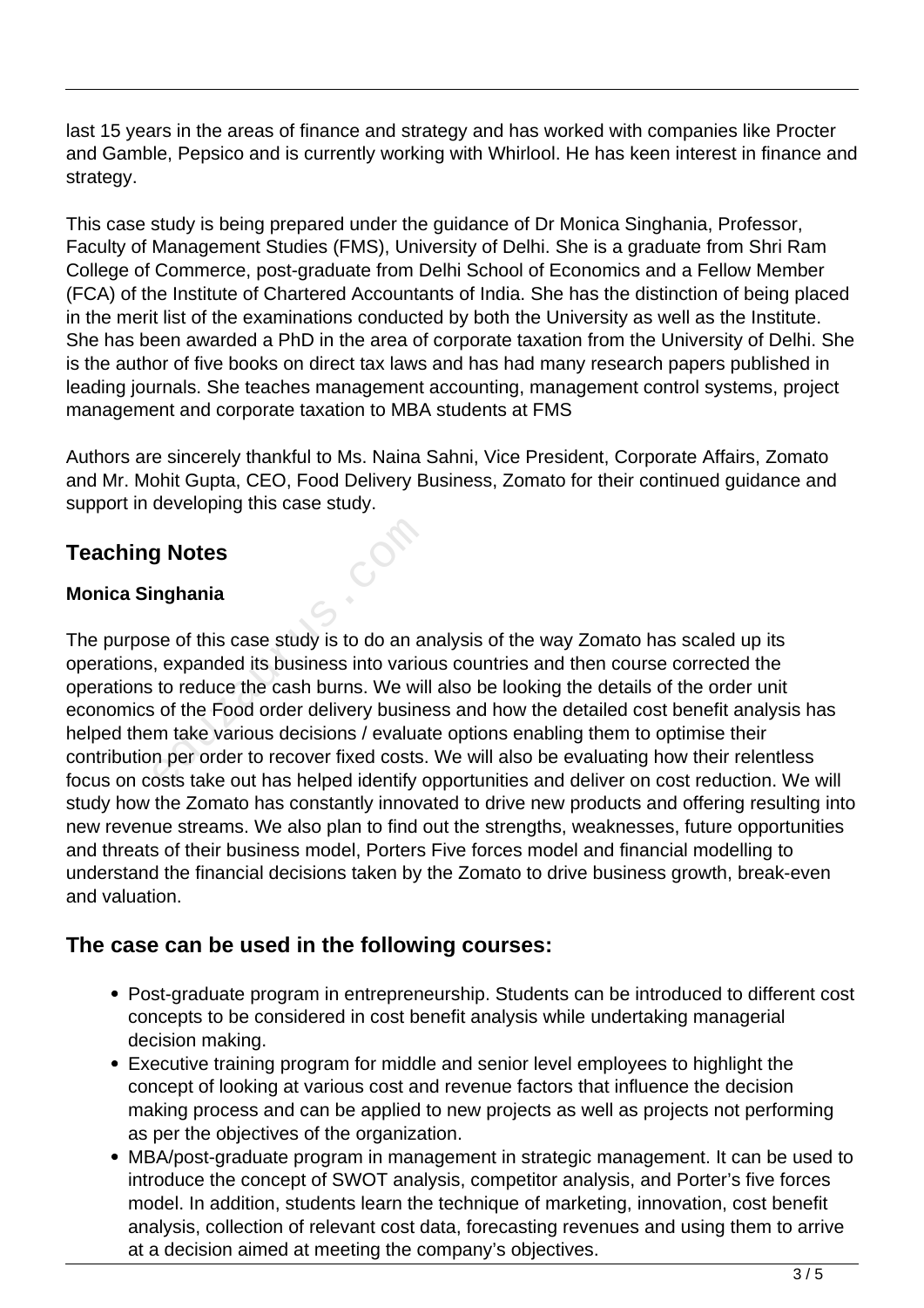last 15 years in the areas of finance and strategy and has worked with companies like Procter and Gamble, Pepsico and is currently working with Whirlool. He has keen interest in finance and strategy.

This case study is being prepared under the guidance of Dr Monica Singhania, Professor, Faculty of Management Studies (FMS), University of Delhi. She is a graduate from Shri Ram College of Commerce, post-graduate from Delhi School of Economics and a Fellow Member (FCA) of the Institute of Chartered Accountants of India. She has the distinction of being placed in the merit list of the examinations conducted by both the University as well as the Institute. She has been awarded a PhD in the area of corporate taxation from the University of Delhi. She is the author of five books on direct tax laws and has had many research papers published in leading journals. She teaches management accounting, management control systems, project management and corporate taxation to MBA students at FMS

Authors are sincerely thankful to Ms. Naina Sahni, Vice President, Corporate Affairs, Zomato and Mr. Mohit Gupta, CEO, Food Delivery Business, Zomato for their continued guidance and support in developing this case study.

## Teaching Notes

**Monica Singhania**

The purpose of this case study is to do an analysis of the way Zomato has scaled up its operations, expanded its business into various countries and then course corrected the operations to reduce the cash burns. We will also be looking the details of the order unit economics of the Food order delivery business and how the detailed cost benefit analysis has helped them take various decisions / evaluate options enabling them to optimise their contribution per order to recover fixed costs. We will also be evaluating how their relentless focus on costs take out has helped identify opportunities and deliver on cost reduction. We will study how the Zomato has constantly innovated to drive new products and offering resulting into new revenue streams. We also plan to find out the strengths, weaknesses, future opportunities and threats of their business model, Porters Five forces model and financial modelling to understand the financial decisions taken by the Zomato to drive business growth, break-even and valuation.

## The case can be used in the following courses:

- Post-graduate program in entrepreneurship. Students can be introduced to different cost concepts to be considered in cost benefit analysis while undertaking managerial decision making.
- Executive training program for middle and senior level employees to highlight the concept of looking at various cost and revenue factors that influence the decision making process and can be applied to new projects as well as projects not performing as per the objectives of the organization.
- MBA/post-graduate program in management in strategic management. It can be used to introduce the concept of SWOT analysis, competitor analysis, and Porter's five forces model. In addition, students learn the technique of marketing, innovation, cost benefit analysis, collection of relevant cost data, forecasting revenues and using them to arrive at a decision aimed at meeting the company's objectives.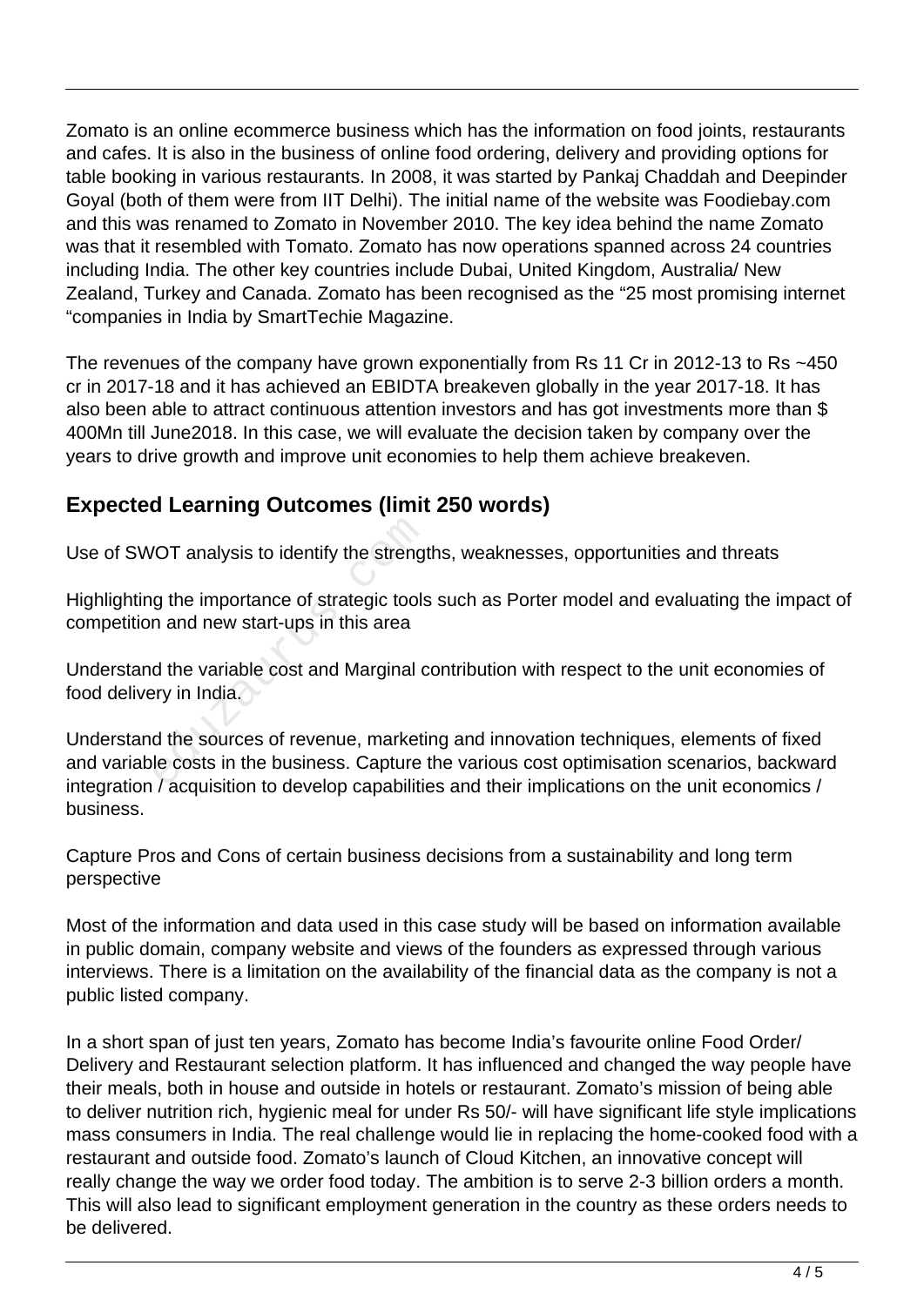Zomato is an online ecommerce business which has the information on food joints, restaurants and cafes. It is also in the business of online food ordering, delivery and providing options for table booking in various restaurants. In 2008, it was started by Pankaj Chaddah and Deepinder Goyal (both of them were from IIT Delhi). The initial name of the website was Foodiebay.com and this was renamed to Zomato in November 2010. The key idea behind the name Zomato was that it resembled with Tomato. Zomato has now operations spanned across 24 countries including India. The other key countries include Dubai, United Kingdom, Australia/ New Zealand, Turkey and Canada. Zomato has been recognised as the "25 most promising internet "companies in India by SmartTechie Magazine.

The revenues of the company have grown exponentially from Rs 11 Cr in 2012-13 to Rs ~450 cr in 2017-18 and it has achieved an EBIDTA breakeven globally in the year 2017-18. It has also been able to attract continuous attention investors and has got investments more than $ 400Mn till June2018. In this case, we will evaluate the decision taken by company over the years to drive growth and improve unit economies to help them achieve breakeven.

## Expected Learning Outcomes (limit 250 words)

Use of SWOT analysis to identify the strengths, weaknesses, opportunities and threats

Highlighting the importance of strategic tools such as Porter model and evaluating the impact of competition and new start-ups in this area

Understand the variable cost and Marginal contribution with respect to the unit economies of food delivery in India.

Understand the sources of revenue, marketing and innovation techniques, elements of fixed and variable costs in the business. Capture the various cost optimisation scenarios, backward integration / acquisition to develop capabilities and their implications on the unit economics / business.

Capture Pros and Cons of certain business decisions from a sustainability and long term perspective

Most of the information and data used in this case study will be based on information available in public domain, company website and views of the founders as expressed through various interviews. There is a limitation on the availability of the financial data as the company is not a public listed company.

In a short span of just ten years, Zomato has become India's favourite online Food Order/ Delivery and Restaurant selection platform. It has influenced and changed the way people have their meals, both in house and outside in hotels or restaurant. Zomato's mission of being able to deliver nutrition rich, hygienic meal for under Rs 50/- will have significant life style implications mass consumers in India. The real challenge would lie in replacing the home-cooked food with a restaurant and outside food. Zomato's launch of Cloud Kitchen, an innovative concept will really change the way we order food today. The ambition is to serve 2-3 billion orders a month. This will also lead to significant employment generation in the country as these orders needs to be delivered.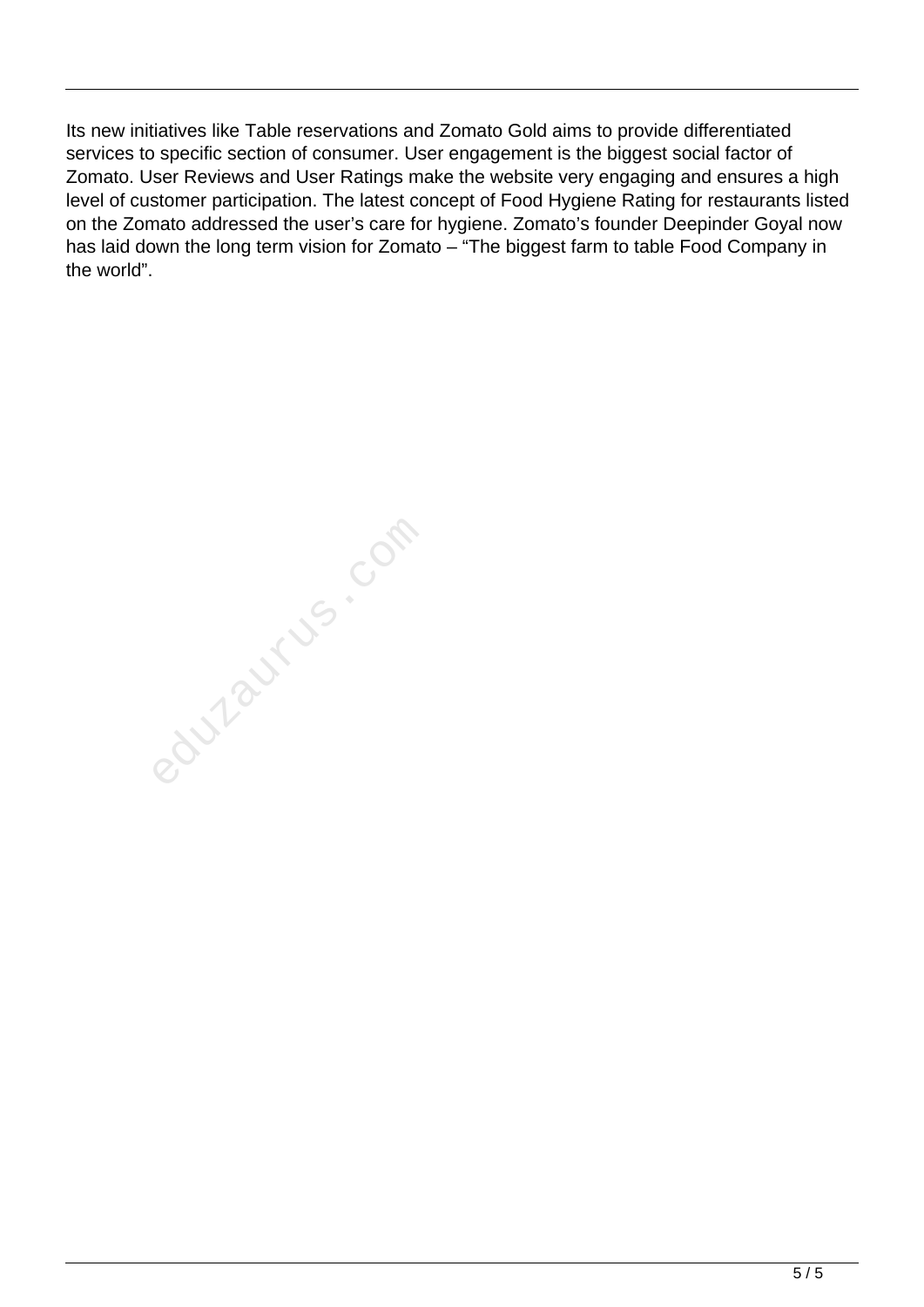Its new initiatives like Table reservations and Zomato Gold aims to provide differentiated services to specific section of consumer. User engagement is the biggest social factor of Zomato. User Reviews and User Ratings make the website very engaging and ensures a high level of customer participation. The latest concept of Food Hygiene Rating for restaurants listed on the Zomato addressed the user's care for hygiene. Zomato's founder Deepinder Goyal now has laid down the long term vision for Zomato – "The biggest farm to table Food Company in the world".